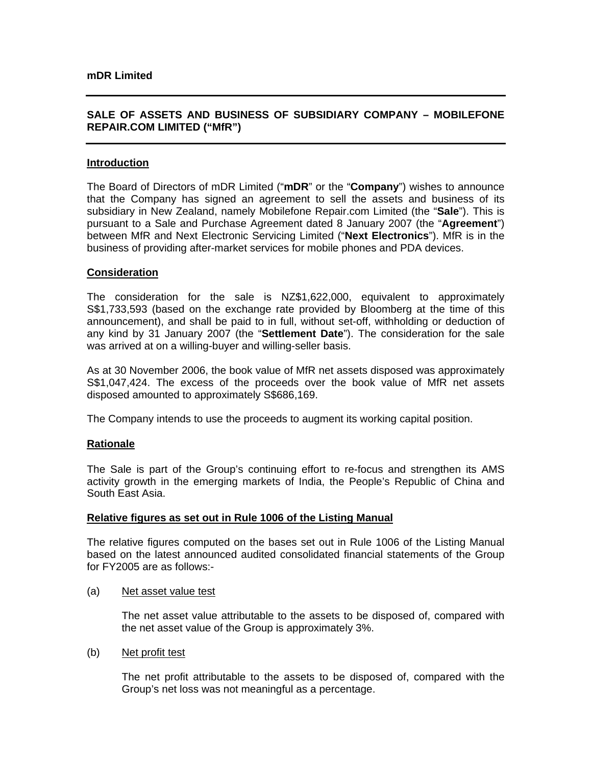**mDR Limited**

---

## SALE OF ASSETS AND BUSINESS OF SUBSIDIARY COMPANY – MOBILEFONE REPAIR.COM LIMITED ("MfR")

---

### Introduction

The Board of Directors of mDR Limited ("**mDR**" or the "**Company**") wishes to announce that the Company has signed an agreement to sell the assets and business of its subsidiary in New Zealand, namely Mobilefone Repair.com Limited (the "**Sale**"). This is pursuant to a Sale and Purchase Agreement dated 8 January 2007 (the "**Agreement**") between MfR and Next Electronic Servicing Limited ("**Next Electronics**"). MfR is in the business of providing after-market services for mobile phones and PDA devices.

### Consideration

The consideration for the sale is NZ$1,622,000, equivalent to approximately S$1,733,593 (based on the exchange rate provided by Bloomberg at the time of this announcement), and shall be paid to in full, without set-off, withholding or deduction of any kind by 31 January 2007 (the "**Settlement Date**"). The consideration for the sale was arrived at on a willing-buyer and willing-seller basis.

As at 30 November 2006, the book value of MfR net assets disposed was approximately S$1,047,424. The excess of the proceeds over the book value of MfR net assets disposed amounted to approximately S$686,169.

The Company intends to use the proceeds to augment its working capital position.

### Rationale

The Sale is part of the Group's continuing effort to re-focus and strengthen its AMS activity growth in the emerging markets of India, the People's Republic of China and South East Asia.

### Relative figures as set out in Rule 1006 of the Listing Manual

The relative figures computed on the bases set out in Rule 1006 of the Listing Manual based on the latest announced audited consolidated financial statements of the Group for FY2005 are as follows:-

(a) Net asset value test

The net asset value attributable to the assets to be disposed of, compared with the net asset value of the Group is approximately 3%.

(b) Net profit test

The net profit attributable to the assets to be disposed of, compared with the Group's net loss was not meaningful as a percentage.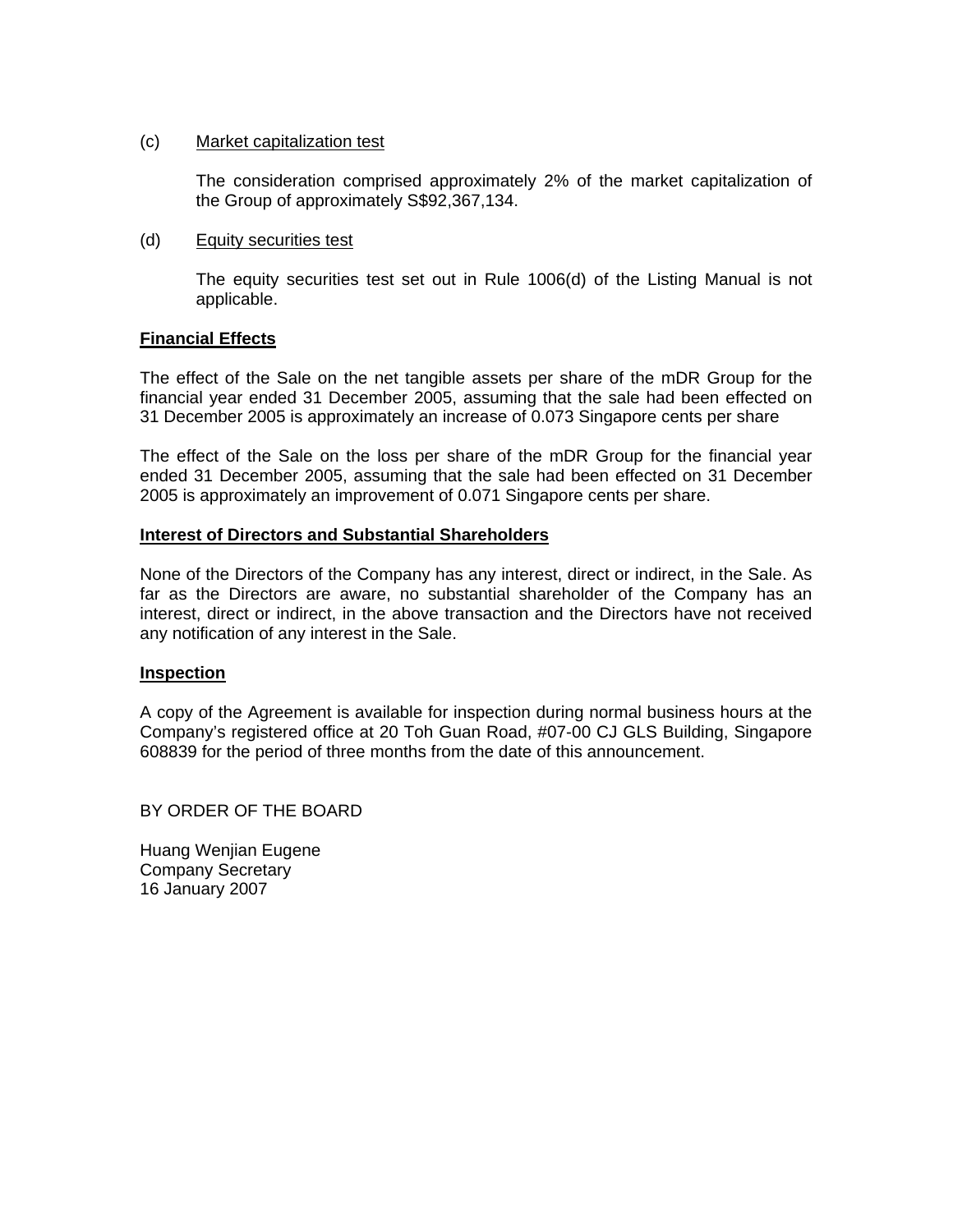(c) Market capitalization test

The consideration comprised approximately 2% of the market capitalization of the Group of approximately S$92,367,134.

(d) Equity securities test

The equity securities test set out in Rule 1006(d) of the Listing Manual is not applicable.

**Financial Effects**

The effect of the Sale on the net tangible assets per share of the mDR Group for the financial year ended 31 December 2005, assuming that the sale had been effected on 31 December 2005 is approximately an increase of 0.073 Singapore cents per share

The effect of the Sale on the loss per share of the mDR Group for the financial year ended 31 December 2005, assuming that the sale had been effected on 31 December 2005 is approximately an improvement of 0.071 Singapore cents per share.

**Interest of Directors and Substantial Shareholders**

None of the Directors of the Company has any interest, direct or indirect, in the Sale. As far as the Directors are aware, no substantial shareholder of the Company has an interest, direct or indirect, in the above transaction and the Directors have not received any notification of any interest in the Sale.

**Inspection**

A copy of the Agreement is available for inspection during normal business hours at the Company's registered office at 20 Toh Guan Road, #07-00 CJ GLS Building, Singapore 608839 for the period of three months from the date of this announcement.

BY ORDER OF THE BOARD

Huang Wenjian Eugene
Company Secretary
16 January 2007